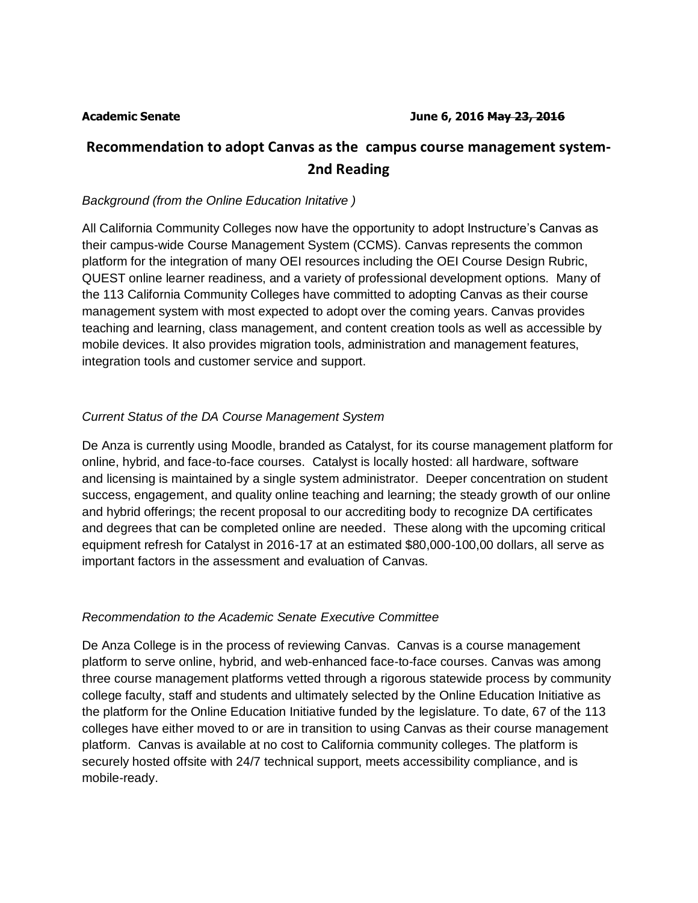**Academic Senate** **June 6, 2016** ~~**May 23, 2016**~~

# Recommendation to adopt Canvas as the campus course management system- 2nd Reading

*Background (from the Online Education Initative )*

All California Community Colleges now have the opportunity to adopt Instructure's Canvas as their campus-wide Course Management System (CCMS). Canvas represents the common platform for the integration of many OEI resources including the OEI Course Design Rubric, QUEST online learner readiness, and a variety of professional development options. Many of the 113 California Community Colleges have committed to adopting Canvas as their course management system with most expected to adopt over the coming years. Canvas provides teaching and learning, class management, and content creation tools as well as accessible by mobile devices. It also provides migration tools, administration and management features, integration tools and customer service and support.

*Current Status of the DA Course Management System*

De Anza is currently using Moodle, branded as Catalyst, for its course management platform for online, hybrid, and face-to-face courses. Catalyst is locally hosted: all hardware, software and licensing is maintained by a single system administrator. Deeper concentration on student success, engagement, and quality online teaching and learning; the steady growth of our online and hybrid offerings; the recent proposal to our accrediting body to recognize DA certificates and degrees that can be completed online are needed. These along with the upcoming critical equipment refresh for Catalyst in 2016-17 at an estimated $80,000-100,00 dollars, all serve as important factors in the assessment and evaluation of Canvas.

*Recommendation to the Academic Senate Executive Committee*

De Anza College is in the process of reviewing Canvas. Canvas is a course management platform to serve online, hybrid, and web-enhanced face-to-face courses. Canvas was among three course management platforms vetted through a rigorous statewide process by community college faculty, staff and students and ultimately selected by the Online Education Initiative as the platform for the Online Education Initiative funded by the legislature. To date, 67 of the 113 colleges have either moved to or are in transition to using Canvas as their course management platform. Canvas is available at no cost to California community colleges. The platform is securely hosted offsite with 24/7 technical support, meets accessibility compliance, and is mobile-ready.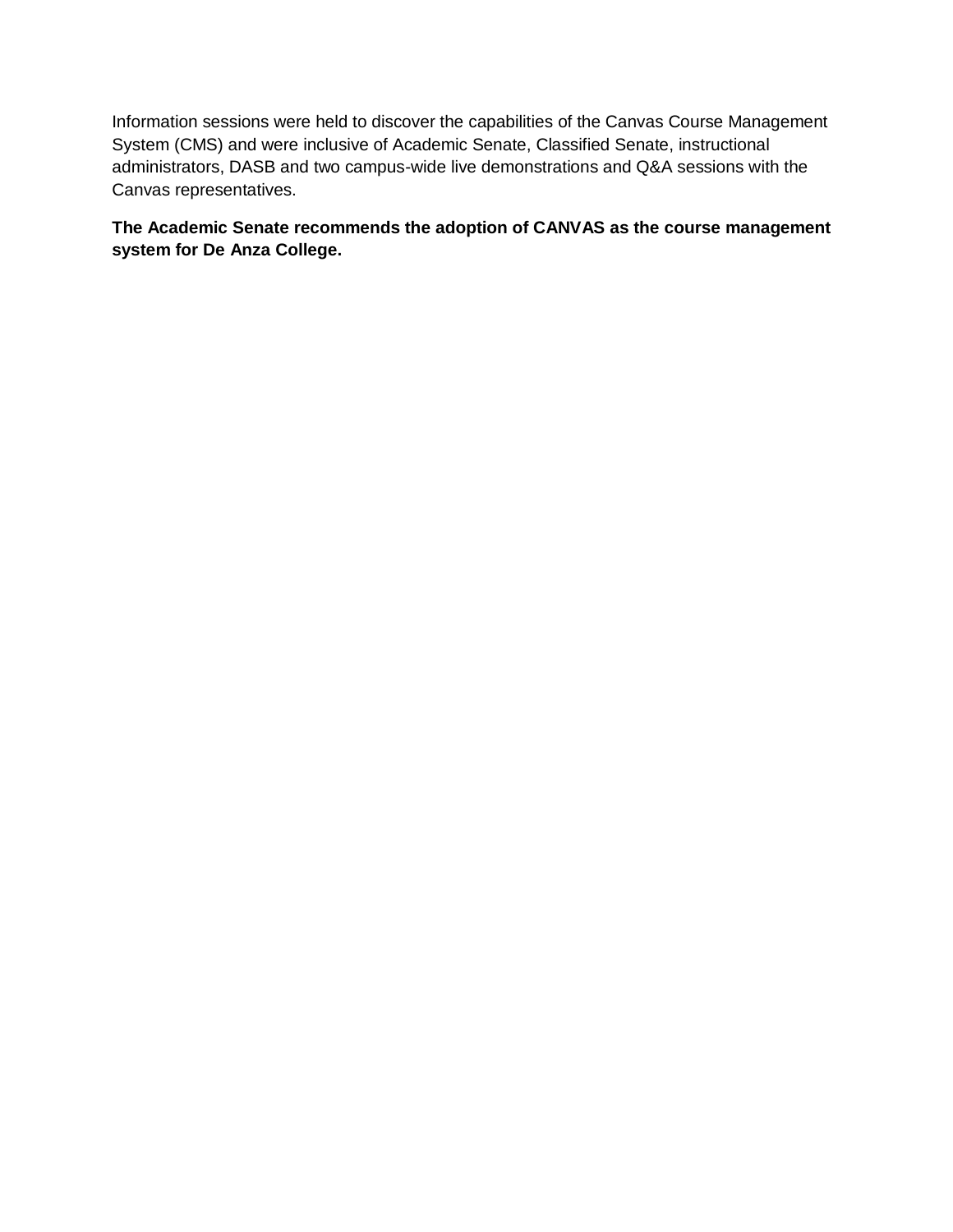Information sessions were held to discover the capabilities of the Canvas Course Management System (CMS) and were inclusive of Academic Senate, Classified Senate, instructional administrators, DASB and two campus-wide live demonstrations and Q&A sessions with the Canvas representatives.

**The Academic Senate recommends the adoption of CANVAS as the course management system for De Anza College.**